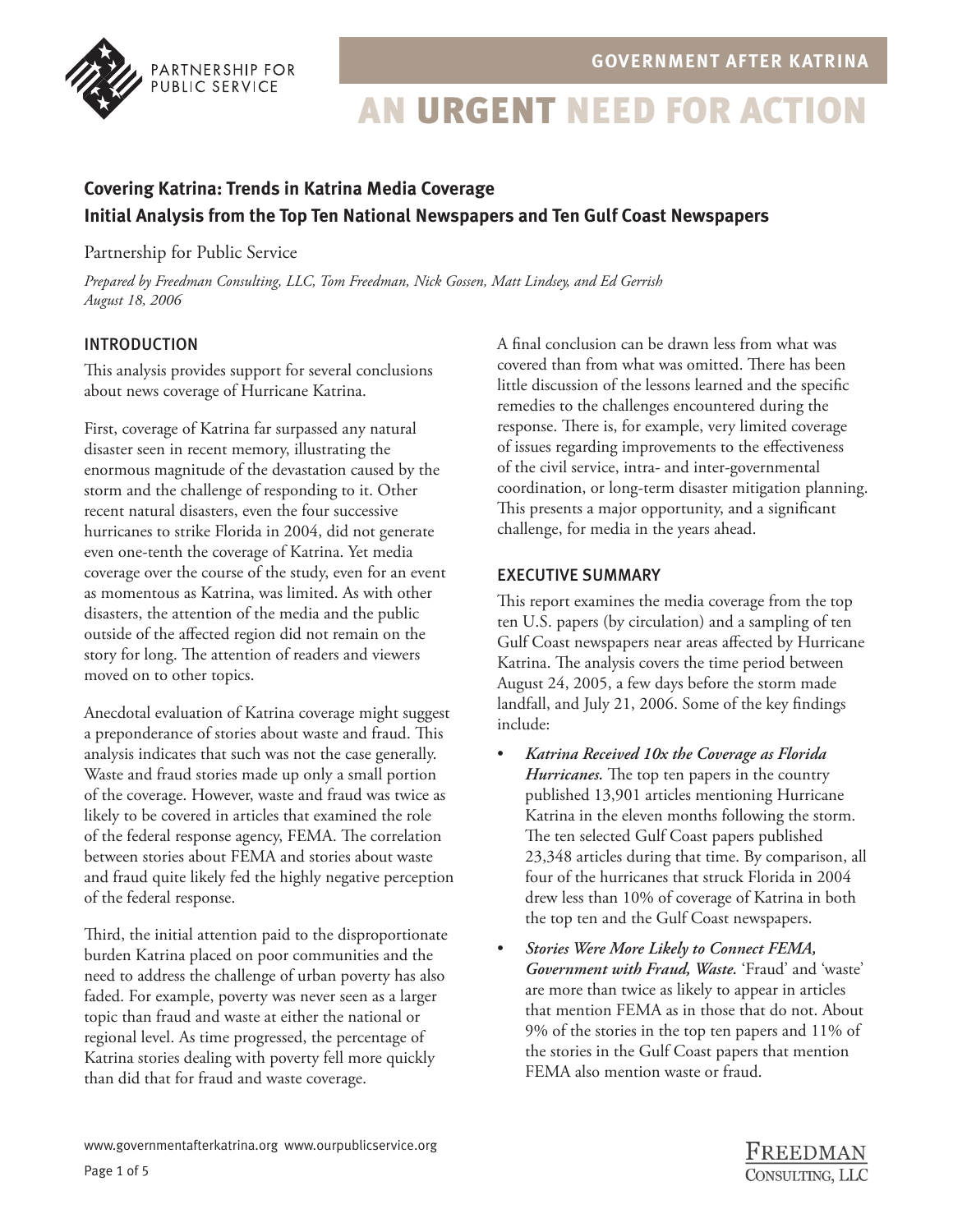PARTNERSHIP FOR PUBLIC SERVICE

GOVERNMENT AFTER KATRINA

# AN URGENT NEED FOR ACTION

## Covering Katrina: Trends in Katrina Media Coverage

## Initial Analysis from the Top Ten National Newspapers and Ten Gulf Coast Newspapers

Partnership for Public Service

*Prepared by Freedman Consulting, LLC, Tom Freedman, Nick Gossen, Matt Lindsey, and Ed Gerrish*
*August 18, 2006*

### INTRODUCTION

This analysis provides support for several conclusions about news coverage of Hurricane Katrina.

First, coverage of Katrina far surpassed any natural disaster seen in recent memory, illustrating the enormous magnitude of the devastation caused by the storm and the challenge of responding to it. Other recent natural disasters, even the four successive hurricanes to strike Florida in 2004, did not generate even one-tenth the coverage of Katrina. Yet media coverage over the course of the study, even for an event as momentous as Katrina, was limited. As with other disasters, the attention of the media and the public outside of the affected region did not remain on the story for long. The attention of readers and viewers moved on to other topics.

Anecdotal evaluation of Katrina coverage might suggest a preponderance of stories about waste and fraud. This analysis indicates that such was not the case generally. Waste and fraud stories made up only a small portion of the coverage. However, waste and fraud was twice as likely to be covered in articles that examined the role of the federal response agency, FEMA. The correlation between stories about FEMA and stories about waste and fraud quite likely fed the highly negative perception of the federal response.

Third, the initial attention paid to the disproportionate burden Katrina placed on poor communities and the need to address the challenge of urban poverty has also faded. For example, poverty was never seen as a larger topic than fraud and waste at either the national or regional level. As time progressed, the percentage of Katrina stories dealing with poverty fell more quickly than did that for fraud and waste coverage.

A final conclusion can be drawn less from what was covered than from what was omitted. There has been little discussion of the lessons learned and the specific remedies to the challenges encountered during the response. There is, for example, very limited coverage of issues regarding improvements to the effectiveness of the civil service, intra- and inter-governmental coordination, or long-term disaster mitigation planning. This presents a major opportunity, and a significant challenge, for media in the years ahead.

### EXECUTIVE SUMMARY

This report examines the media coverage from the top ten U.S. papers (by circulation) and a sampling of ten Gulf Coast newspapers near areas affected by Hurricane Katrina. The analysis covers the time period between August 24, 2005, a few days before the storm made landfall, and July 21, 2006. Some of the key findings include:

- ***Katrina Received 10x the Coverage as Florida Hurricanes.*** The top ten papers in the country published 13,901 articles mentioning Hurricane Katrina in the eleven months following the storm. The ten selected Gulf Coast papers published 23,348 articles during that time. By comparison, all four of the hurricanes that struck Florida in 2004 drew less than 10% of coverage of Katrina in both the top ten and the Gulf Coast newspapers.
- ***Stories Were More Likely to Connect FEMA, Government with Fraud, Waste.*** 'Fraud' and 'waste' are more than twice as likely to appear in articles that mention FEMA as in those that do not. About 9% of the stories in the top ten papers and 11% of the stories in the Gulf Coast papers that mention FEMA also mention waste or fraud.

www.governmentafterkatrina.org www.ourpublicservice.org

FREEDMAN CONSULTING, LLC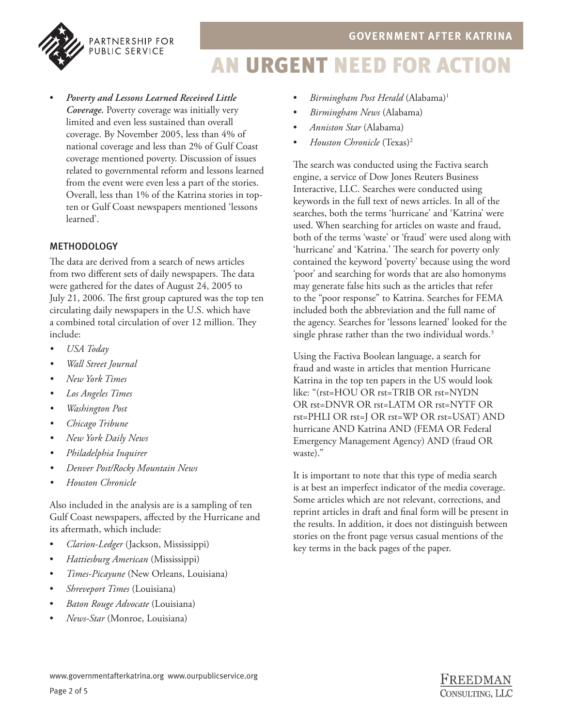- ***Poverty and Lessons Learned Received Little Coverage.*** Poverty coverage was initially very limited and even less sustained than overall coverage. By November 2005, less than 4% of national coverage and less than 2% of Gulf Coast coverage mentioned poverty. Discussion of issues related to governmental reform and lessons learned from the event were even less a part of the stories. Overall, less than 1% of the Katrina stories in top-ten or Gulf Coast newspapers mentioned 'lessons learned'.

## METHODOLOGY

The data are derived from a search of news articles from two different sets of daily newspapers. The data were gathered for the dates of August 24, 2005 to July 21, 2006. The first group captured was the top ten circulating daily newspapers in the U.S. which have a combined total circulation of over 12 million. They include:

- *USA Today*
- *Wall Street Journal*
- *New York Times*
- *Los Angeles Times*
- *Washington Post*
- *Chicago Tribune*
- *New York Daily News*
- *Philadelphia Inquirer*
- *Denver Post/Rocky Mountain News*
- *Houston Chronicle*

Also included in the analysis are is a sampling of ten Gulf Coast newspapers, affected by the Hurricane and its aftermath, which include:

- *Clarion-Ledger* (Jackson, Mississippi)
- *Hattiesburg American* (Mississippi)
- *Times-Picayune* (New Orleans, Louisiana)
- *Shreveport Times* (Louisiana)
- *Baton Rouge Advocate* (Louisiana)
- *News-Star* (Monroe, Louisiana)
- *Birmingham Post Herald* (Alabama)[1]
- *Birmingham News* (Alabama)
- *Anniston Star* (Alabama)
- *Houston Chronicle* (Texas)[2]

The search was conducted using the Factiva search engine, a service of Dow Jones Reuters Business Interactive, LLC. Searches were conducted using keywords in the full text of news articles. In all of the searches, both the terms 'hurricane' and 'Katrina' were used. When searching for articles on waste and fraud, both of the terms 'waste' or 'fraud' were used along with 'hurricane' and 'Katrina.' The search for poverty only contained the keyword 'poverty' because using the word 'poor' and searching for words that are also homonyms may generate false hits such as the articles that refer to the "poor response" to Katrina. Searches for FEMA included both the abbreviation and the full name of the agency. Searches for 'lessons learned' looked for the single phrase rather than the two individual words.[3]

Using the Factiva Boolean language, a search for fraud and waste in articles that mention Hurricane Katrina in the top ten papers in the US would look like: "(rst=HOU OR rst=TRIB OR rst=NYDN OR rst=DNVR OR rst=LATM OR rst=NYTF OR rst=PHLI OR rst=J OR rst=WP OR rst=USAT) AND hurricane AND Katrina AND (FEMA OR Federal Emergency Management Agency) AND (fraud OR waste)."

It is important to note that this type of media search is at best an imperfect indicator of the media coverage. Some articles which are not relevant, corrections, and reprint articles in draft and final form will be present in the results. In addition, it does not distinguish between stories on the front page versus casual mentions of the key terms in the back pages of the paper.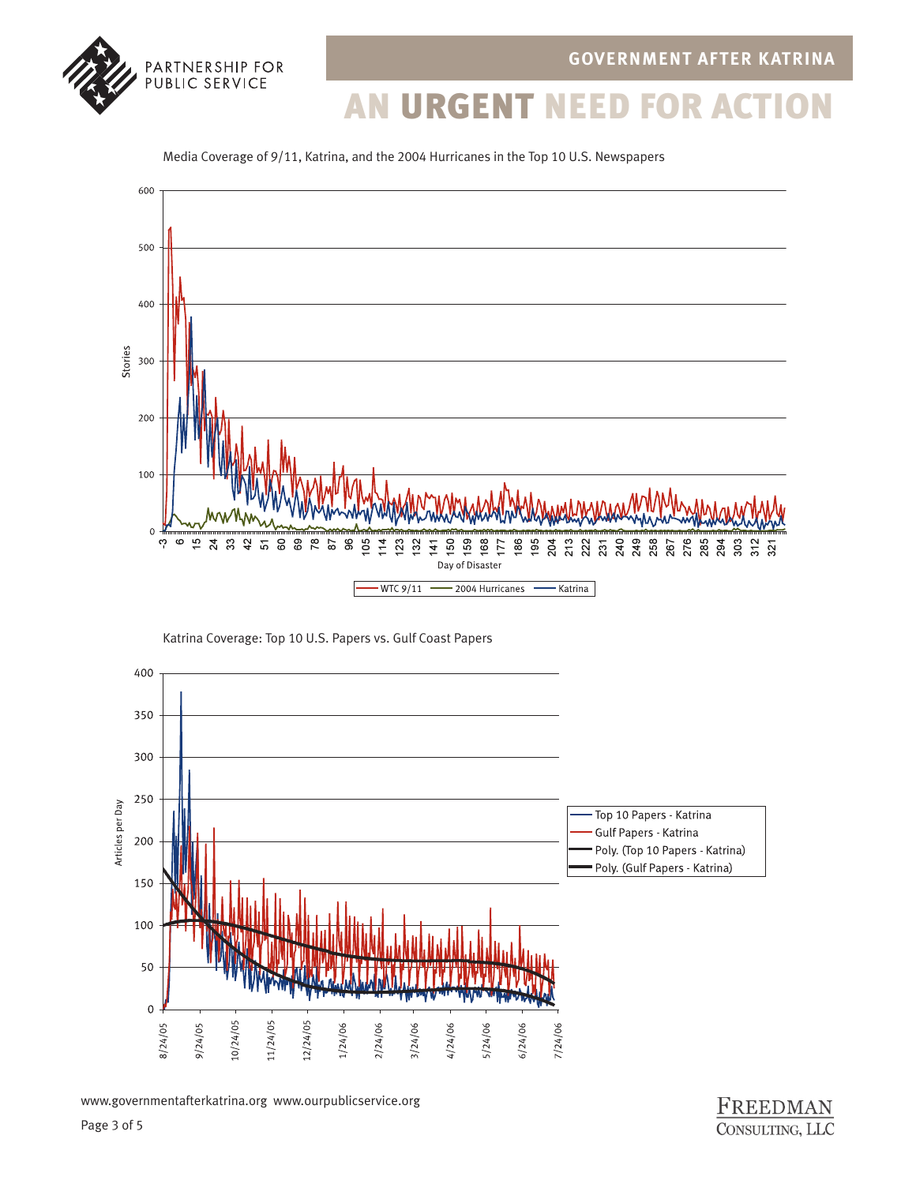Media Coverage of 9/11, Katrina, and the 2004 Hurricanes in the Top 10 U.S. Newspapers

Stories

600
500
400
300
200
100
0

-3 6 15 24 33 42 51 60 69 78 87 96 105 114 123 132 141 150 159 168 177 186 195 204 213 222 231 240 249 258 267 276 285 294 303 312 321

Day of Disaster

WTC 9/11 — 2004 Hurricanes — Katrina

Katrina Coverage: Top 10 U.S. Papers vs. Gulf Coast Papers

Articles per Day

400
350
300
250
200
150
100
50
0

8/24/05 9/24/05 10/24/05 11/24/05 12/24/05 1/24/06 2/24/06 3/24/06 4/24/06 5/24/06 6/24/06 7/24/06

Top 10 Papers - Katrina
Gulf Papers - Katrina
Poly. (Top 10 Papers - Katrina)
Poly. (Gulf Papers - Katrina)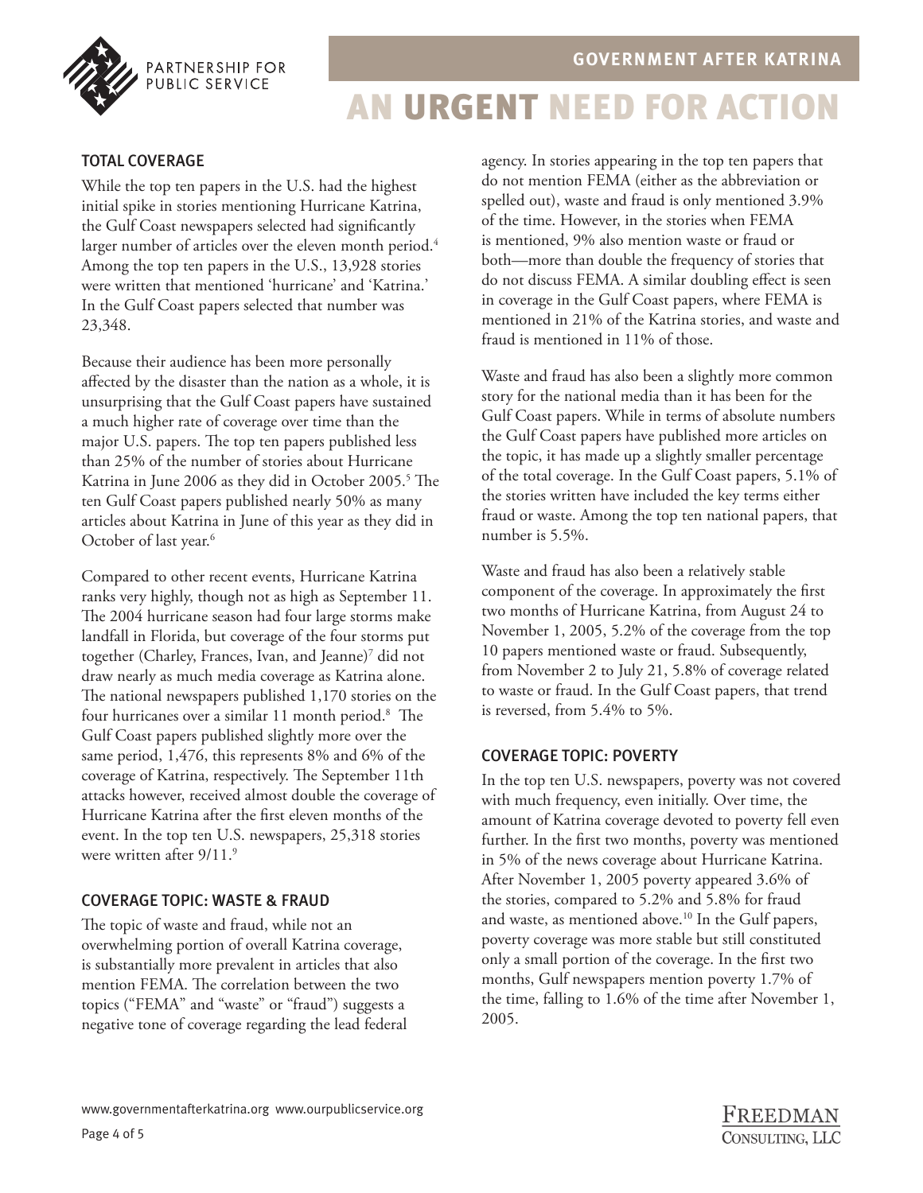## TOTAL COVERAGE

While the top ten papers in the U.S. had the highest initial spike in stories mentioning Hurricane Katrina, the Gulf Coast newspapers selected had significantly larger number of articles over the eleven month period.[4] Among the top ten papers in the U.S., 13,928 stories were written that mentioned 'hurricane' and 'Katrina.' In the Gulf Coast papers selected that number was 23,348.

Because their audience has been more personally affected by the disaster than the nation as a whole, it is unsurprising that the Gulf Coast papers have sustained a much higher rate of coverage over time than the major U.S. papers. The top ten papers published less than 25% of the number of stories about Hurricane Katrina in June 2006 as they did in October 2005.[5] The ten Gulf Coast papers published nearly 50% as many articles about Katrina in June of this year as they did in October of last year.[6]

Compared to other recent events, Hurricane Katrina ranks very highly, though not as high as September 11. The 2004 hurricane season had four large storms make landfall in Florida, but coverage of the four storms put together (Charley, Frances, Ivan, and Jeanne)[7] did not draw nearly as much media coverage as Katrina alone. The national newspapers published 1,170 stories on the four hurricanes over a similar 11 month period.[8] The Gulf Coast papers published slightly more over the same period, 1,476, this represents 8% and 6% of the coverage of Katrina, respectively. The September 11th attacks however, received almost double the coverage of Hurricane Katrina after the first eleven months of the event. In the top ten U.S. newspapers, 25,318 stories were written after 9/11.[9]

## COVERAGE TOPIC: WASTE & FRAUD

The topic of waste and fraud, while not an overwhelming portion of overall Katrina coverage, is substantially more prevalent in articles that also mention FEMA. The correlation between the two topics ("FEMA" and "waste" or "fraud") suggests a negative tone of coverage regarding the lead federal agency. In stories appearing in the top ten papers that do not mention FEMA (either as the abbreviation or spelled out), waste and fraud is only mentioned 3.9% of the time. However, in the stories when FEMA is mentioned, 9% also mention waste or fraud or both—more than double the frequency of stories that do not discuss FEMA. A similar doubling effect is seen in coverage in the Gulf Coast papers, where FEMA is mentioned in 21% of the Katrina stories, and waste and fraud is mentioned in 11% of those.

Waste and fraud has also been a slightly more common story for the national media than it has been for the Gulf Coast papers. While in terms of absolute numbers the Gulf Coast papers have published more articles on the topic, it has made up a slightly smaller percentage of the total coverage. In the Gulf Coast papers, 5.1% of the stories written have included the key terms either fraud or waste. Among the top ten national papers, that number is 5.5%.

Waste and fraud has also been a relatively stable component of the coverage. In approximately the first two months of Hurricane Katrina, from August 24 to November 1, 2005, 5.2% of the coverage from the top 10 papers mentioned waste or fraud. Subsequently, from November 2 to July 21, 5.8% of coverage related to waste or fraud. In the Gulf Coast papers, that trend is reversed, from 5.4% to 5%.

## COVERAGE TOPIC: POVERTY

In the top ten U.S. newspapers, poverty was not covered with much frequency, even initially. Over time, the amount of Katrina coverage devoted to poverty fell even further. In the first two months, poverty was mentioned in 5% of the news coverage about Hurricane Katrina. After November 1, 2005 poverty appeared 3.6% of the stories, compared to 5.2% and 5.8% for fraud and waste, as mentioned above.[10] In the Gulf papers, poverty coverage was more stable but still constituted only a small portion of the coverage. In the first two months, Gulf newspapers mention poverty 1.7% of the time, falling to 1.6% of the time after November 1, 2005.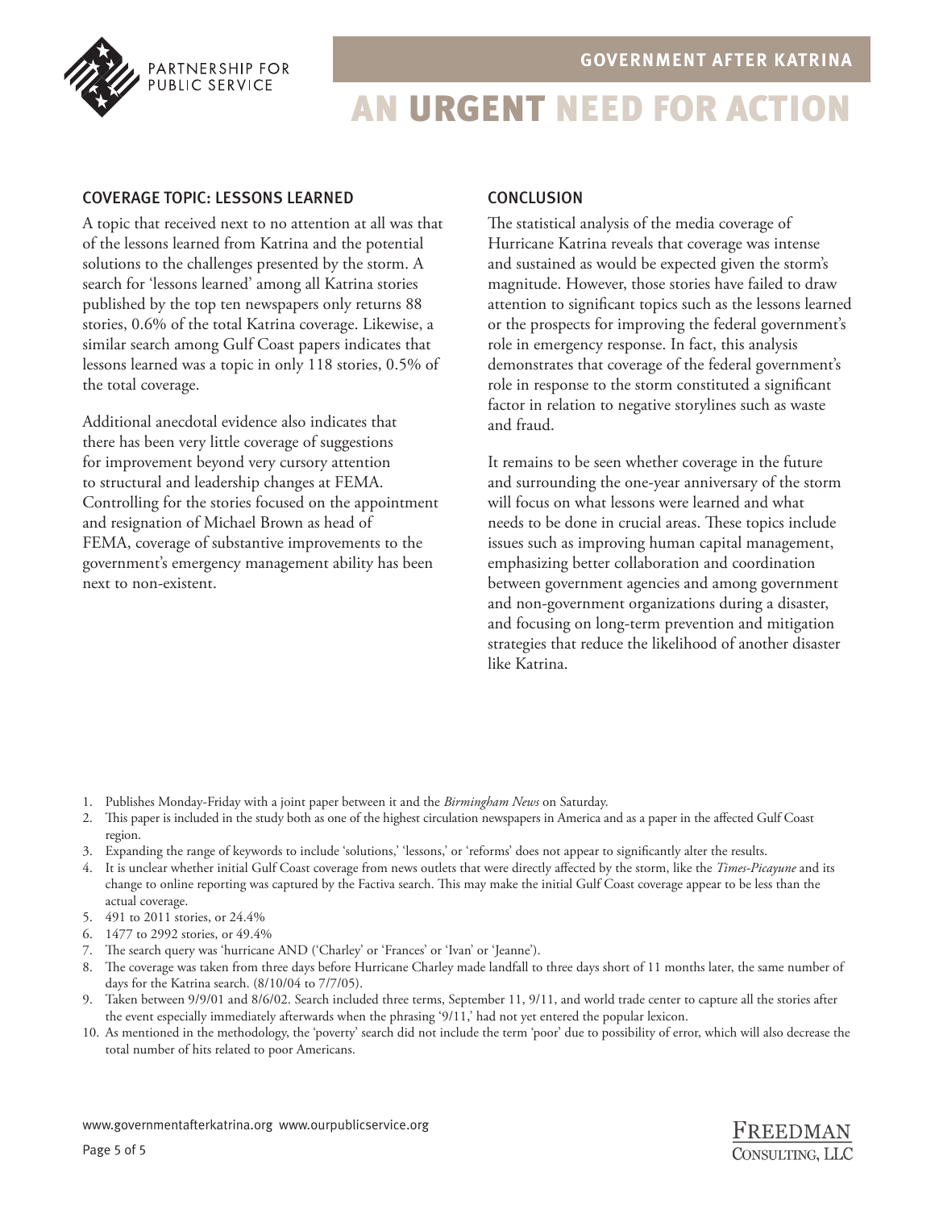## COVERAGE TOPIC: LESSONS LEARNED

A topic that received next to no attention at all was that of the lessons learned from Katrina and the potential solutions to the challenges presented by the storm. A search for 'lessons learned' among all Katrina stories published by the top ten newspapers only returns 88 stories, 0.6% of the total Katrina coverage. Likewise, a similar search among Gulf Coast papers indicates that lessons learned was a topic in only 118 stories, 0.5% of the total coverage.

Additional anecdotal evidence also indicates that there has been very little coverage of suggestions for improvement beyond very cursory attention to structural and leadership changes at FEMA. Controlling for the stories focused on the appointment and resignation of Michael Brown as head of FEMA, coverage of substantive improvements to the government's emergency management ability has been next to non-existent.

## CONCLUSION

The statistical analysis of the media coverage of Hurricane Katrina reveals that coverage was intense and sustained as would be expected given the storm's magnitude. However, those stories have failed to draw attention to significant topics such as the lessons learned or the prospects for improving the federal government's role in emergency response. In fact, this analysis demonstrates that coverage of the federal government's role in response to the storm constituted a significant factor in relation to negative storylines such as waste and fraud.

It remains to be seen whether coverage in the future and surrounding the one-year anniversary of the storm will focus on what lessons were learned and what needs to be done in crucial areas. These topics include issues such as improving human capital management, emphasizing better collaboration and coordination between government agencies and among government and non-government organizations during a disaster, and focusing on long-term prevention and mitigation strategies that reduce the likelihood of another disaster like Katrina.

---

1. Publishes Monday-Friday with a joint paper between it and the *Birmingham News* on Saturday.
2. This paper is included in the study both as one of the highest circulation newspapers in America and as a paper in the affected Gulf Coast region.
3. Expanding the range of keywords to include 'solutions,' 'lessons,' or 'reforms' does not appear to significantly alter the results.
4. It is unclear whether initial Gulf Coast coverage from news outlets that were directly affected by the storm, like the *Times-Picayune* and its change to online reporting was captured by the Factiva search. This may make the initial Gulf Coast coverage appear to be less than the actual coverage.
5. 491 to 2011 stories, or 24.4%
6. 1477 to 2992 stories, or 49.4%
7. The search query was 'hurricane AND ('Charley' or 'Frances' or 'Ivan' or 'Jeanne').
8. The coverage was taken from three days before Hurricane Charley made landfall to three days short of 11 months later, the same number of days for the Katrina search. (8/10/04 to 7/7/05).
9. Taken between 9/9/01 and 8/6/02. Search included three terms, September 11, 9/11, and world trade center to capture all the stories after the event especially immediately afterwards when the phrasing '9/11,' had not yet entered the popular lexicon.
10. As mentioned in the methodology, the 'poverty' search did not include the term 'poor' due to possibility of error, which will also decrease the total number of hits related to poor Americans.